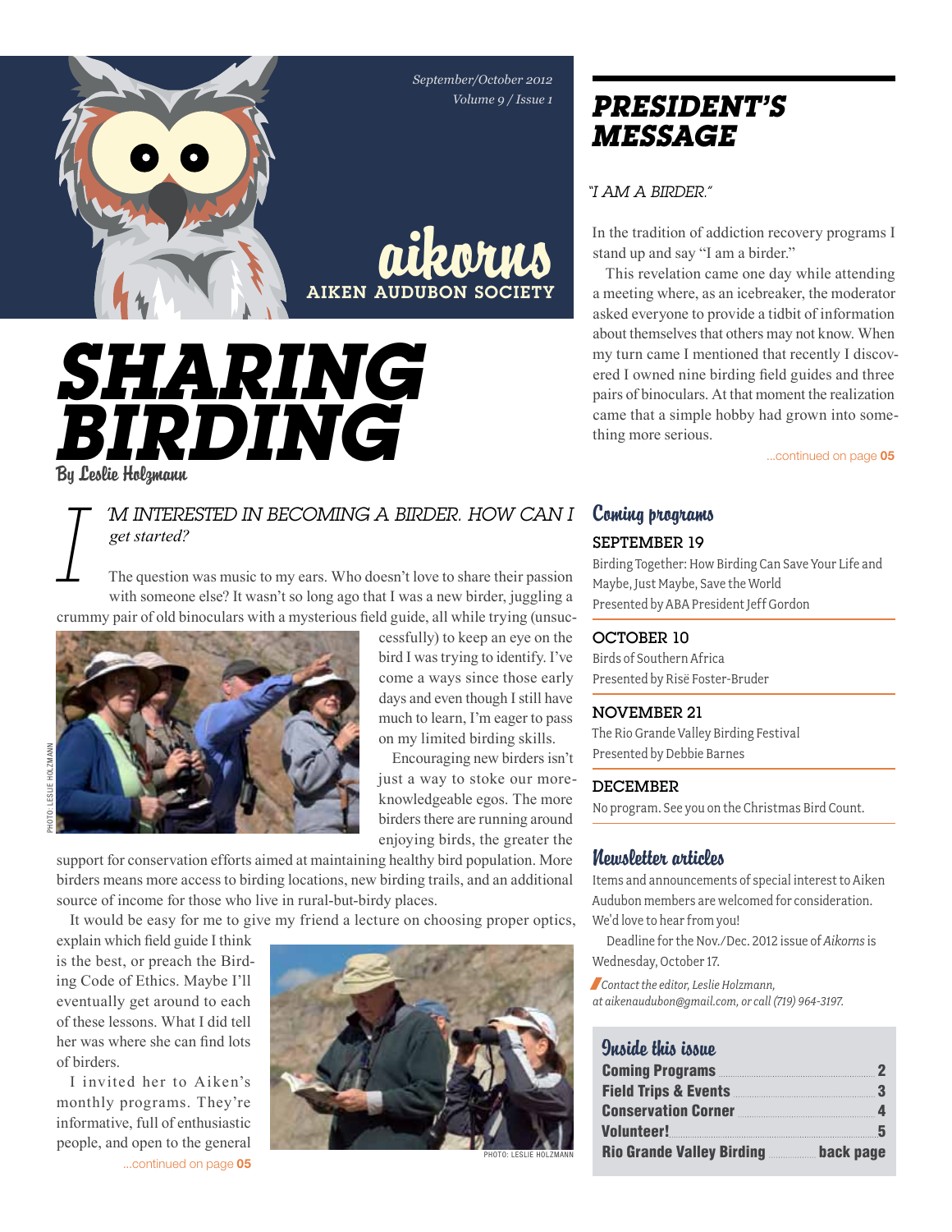September/October 2012
Volume 9 / Issue 1

# aikorns

AIKEN AUDUBON SOCIETY

# SHARING BIRDING

By Leslie Holzmann

*I'M INTERESTED IN BECOMING A BIRDER. HOW CAN I get started?*

The question was music to my ears. Who doesn't love to share their passion with someone else? It wasn't so long ago that I was a new birder, juggling a crummy pair of old binoculars with a mysterious field guide, all while trying (unsuccessfully) to keep an eye on the bird I was trying to identify. I've come a ways since those early days and even though I still have much to learn, I'm eager to pass on my limited birding skills.

PHOTO: LESLIE HOLZMANN

Encouraging new birders isn't just a way to stoke our more-knowledgeable egos. The more birders there are running around enjoying birds, the greater the support for conservation efforts aimed at maintaining healthy bird population. More birders means more access to birding locations, new birding trails, and an additional source of income for those who live in rural-but-birdy places.

It would be easy for me to give my friend a lecture on choosing proper optics, explain which field guide I think is the best, or preach the Birding Code of Ethics. Maybe I'll eventually get around to each of these lessons. What I did tell her was where she can find lots of birders.

PHOTO: LESLIE HOLZMANN

I invited her to Aiken's monthly programs. They're informative, full of enthusiastic people, and open to the general

...continued on page 05

## PRESIDENT'S MESSAGE

*"I AM A BIRDER."*

In the tradition of addiction recovery programs I stand up and say "I am a birder."

This revelation came one day while attending a meeting where, as an icebreaker, the moderator asked everyone to provide a tidbit of information about themselves that others may not know. When my turn came I mentioned that recently I discovered I owned nine birding field guides and three pairs of binoculars. At that moment the realization came that a simple hobby had grown into something more serious.

...continued on page 05

## Coming programs

**SEPTEMBER 19**
Birding Together: How Birding Can Save Your Life and Maybe, Just Maybe, Save the World
Presented by ABA President Jeff Gordon

**OCTOBER 10**
Birds of Southern Africa
Presented by Risë Foster-Bruder

**NOVEMBER 21**
The Rio Grande Valley Birding Festival
Presented by Debbie Barnes

**DECEMBER**
No program. See you on the Christmas Bird Count.

## Newsletter articles

Items and announcements of special interest to Aiken Audubon members are welcomed for consideration. We'd love to hear from you!

Deadline for the Nov./Dec. 2012 issue of *Aikorns* is Wednesday, October 17.

*Contact the editor, Leslie Holzmann, at aikenaudubon@gmail.com, or call (719) 964-3197.*

## Inside this issue

| | |
|---|---|
| **Coming Programs** | **2** |
| **Field Trips & Events** | **3** |
| **Conservation Corner** | **4** |
| **Volunteer!** | **5** |
| **Rio Grande Valley Birding** | **back page** |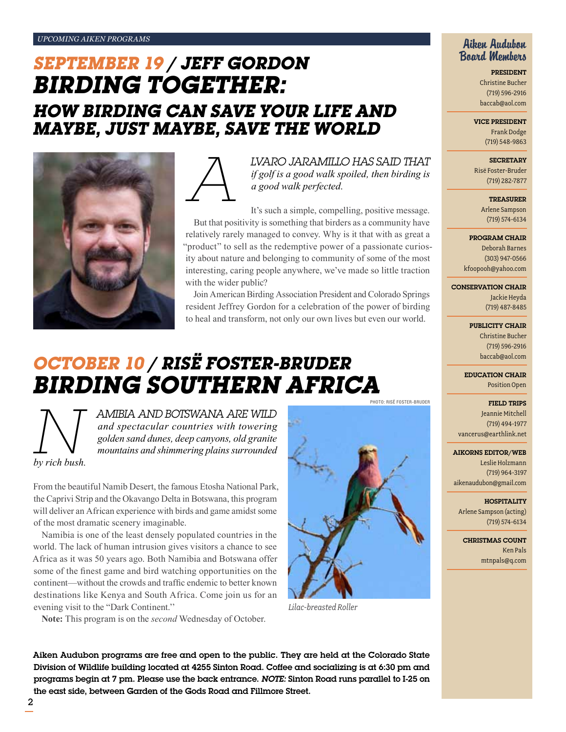*UPCOMING AIKEN PROGRAMS*

# *SEPTEMBER 19 / JEFF GORDON*
# *BIRDING TOGETHER:*
## *HOW BIRDING CAN SAVE YOUR LIFE AND MAYBE, JUST MAYBE, SAVE THE WORLD*

*ALVARO JARAMILLO HAS SAID THAT if golf is a good walk spoiled, then birding is a good walk perfected.*

It's such a simple, compelling, positive message. But that positivity is something that birders as a community have relatively rarely managed to convey. Why is it that with as great a "product" to sell as the redemptive power of a passionate curiosity about nature and belonging to community of some of the most interesting, caring people anywhere, we've made so little traction with the wider public?

Join American Birding Association President and Colorado Springs resident Jeffrey Gordon for a celebration of the power of birding to heal and transform, not only our own lives but even our world.

# *OCTOBER 10 / RISË FOSTER-BRUDER*
# *BIRDING SOUTHERN AFRICA*

*NAMIBIA AND BOTSWANA ARE WILD and spectacular countries with towering golden sand dunes, deep canyons, old granite mountains and shimmering plains surrounded by rich bush.*

From the beautiful Namib Desert, the famous Etosha National Park, the Caprivi Strip and the Okavango Delta in Botswana, this program will deliver an African experience with birds and game amidst some of the most dramatic scenery imaginable.

Namibia is one of the least densely populated countries in the world. The lack of human intrusion gives visitors a chance to see Africa as it was 50 years ago. Both Namibia and Botswana offer some of the finest game and bird watching opportunities on the continent—without the crowds and traffic endemic to better known destinations like Kenya and South Africa. Come join us for an evening visit to the "Dark Continent."

**Note:** This program is on the *second* Wednesday of October.

PHOTO: RISË FOSTER-BRUDER

*Lilac-breasted Roller*

**Aiken Audubon programs are free and open to the public. They are held at the Colorado State Division of Wildlife building located at 4255 Sinton Road. Coffee and socializing is at 6:30 pm and programs begin at 7 pm. Please use the back entrance. *NOTE:* Sinton Road runs parallel to I-25 on the east side, between Garden of the Gods Road and Fillmore Street.**

## Aiken Audubon Board Members

**PRESIDENT**
Christine Bucher
(719) 596-2916
baccab@aol.com

**VICE PRESIDENT**
Frank Dodge
(719) 548-9863

**SECRETARY**
Risë Foster-Bruder
(719) 282-7877

**TREASURER**
Arlene Sampson
(719) 574-6134

**PROGRAM CHAIR**
Deborah Barnes
(303) 947-0566
kfoopooh@yahoo.com

**CONSERVATION CHAIR**
Jackie Heyda
(719) 487-8485

**PUBLICITY CHAIR**
Christine Bucher
(719) 596-2916
baccab@aol.com

**EDUCATION CHAIR**
Position Open

**FIELD TRIPS**
Jeannie Mitchell
(719) 494-1977
vancerus@earthlink.net

**AIKORNS EDITOR/WEB**
Leslie Holzmann
(719) 964-3197
aikenaudubon@gmail.com

**HOSPITALITY**
Arlene Sampson (acting)
(719) 574-6134

**CHRISTMAS COUNT**
Ken Pals
mtnpals@q.com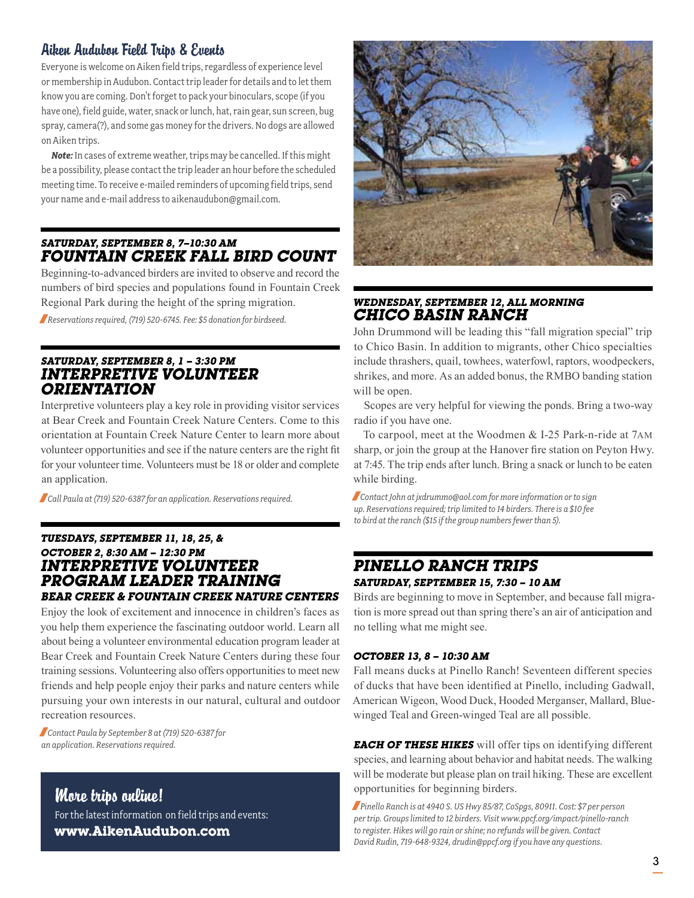## Aiken Audubon Field Trips & Events

Everyone is welcome on Aiken field trips, regardless of experience level or membership in Audubon. Contact trip leader for details and to let them know you are coming. Don't forget to pack your binoculars, scope (if you have one), field guide, water, snack or lunch, hat, rain gear, sun screen, bug spray, camera(?), and some gas money for the drivers. No dogs are allowed on Aiken trips.

***Note:*** In cases of extreme weather, trips may be cancelled. If this might be a possibility, please contact the trip leader an hour before the scheduled meeting time. To receive e-mailed reminders of upcoming field trips, send your name and e-mail address to aikenaudubon@gmail.com.

### SATURDAY, SEPTEMBER 8, 7–10:30 AM
### FOUNTAIN CREEK FALL BIRD COUNT

Beginning-to-advanced birders are invited to observe and record the numbers of bird species and populations found in Fountain Creek Regional Park during the height of the spring migration.

*Reservations required, (719) 520-6745. Fee: $5 donation for birdseed.*

### SATURDAY, SEPTEMBER 8, 1 – 3:30 PM
### INTERPRETIVE VOLUNTEER ORIENTATION

Interpretive volunteers play a key role in providing visitor services at Bear Creek and Fountain Creek Nature Centers. Come to this orientation at Fountain Creek Nature Center to learn more about volunteer opportunities and see if the nature centers are the right fit for your volunteer time. Volunteers must be 18 or older and complete an application.

*Call Paula at (719) 520-6387 for an application. Reservations required.*

### TUESDAYS, SEPTEMBER 11, 18, 25, & OCTOBER 2, 8:30 AM – 12:30 PM
### INTERPRETIVE VOLUNTEER PROGRAM LEADER TRAINING
#### BEAR CREEK & FOUNTAIN CREEK NATURE CENTERS

Enjoy the look of excitement and innocence in children's faces as you help them experience the fascinating outdoor world. Learn all about being a volunteer environmental education program leader at Bear Creek and Fountain Creek Nature Centers during these four training sessions. Volunteering also offers opportunities to meet new friends and help people enjoy their parks and nature centers while pursuing your own interests in our natural, cultural and outdoor recreation resources.

*Contact Paula by September 8 at (719) 520-6387 for an application. Reservations required.*

## More trips online!

For the latest information on field trips and events:
**www.AikenAudubon.com**

### WEDNESDAY, SEPTEMBER 12, ALL MORNING
### CHICO BASIN RANCH

John Drummond will be leading this "fall migration special" trip to Chico Basin. In addition to migrants, other Chico specialties include thrashers, quail, towhees, waterfowl, raptors, woodpeckers, shrikes, and more. As an added bonus, the RMBO banding station will be open.

Scopes are very helpful for viewing the ponds. Bring a two-way radio if you have one.

To carpool, meet at the Woodmen & I-25 Park-n-ride at 7AM sharp, or join the group at the Hanover fire station on Peyton Hwy. at 7:45. The trip ends after lunch. Bring a snack or lunch to be eaten while birding.

*Contact John at jxdrummo@aol.com for more information or to sign up. Reservations required; trip limited to 14 birders. There is a $10 fee to bird at the ranch ($15 if the group numbers fewer than 5).*

### PINELLO RANCH TRIPS
#### SATURDAY, SEPTEMBER 15, 7:30 – 10 AM

Birds are beginning to move in September, and because fall migration is more spread out than spring there's an air of anticipation and no telling what me might see.

#### OCTOBER 13, 8 – 10:30 AM

Fall means ducks at Pinello Ranch! Seventeen different species of ducks that have been identified at Pinello, including Gadwall, American Wigeon, Wood Duck, Hooded Merganser, Mallard, Blue-winged Teal and Green-winged Teal are all possible.

***EACH OF THESE HIKES*** will offer tips on identifying different species, and learning about behavior and habitat needs. The walking will be moderate but please plan on trail hiking. These are excellent opportunities for beginning birders.

*Pinello Ranch is at 4940 S. US Hwy 85/87, CoSpgs, 80911. Cost: $7 per person per trip. Groups limited to 12 birders. Visit www.ppcf.org/impact/pinello-ranch to register. Hikes will go rain or shine; no refunds will be given. Contact David Rudin, 719-648-9324, drudin@ppcf.org if you have any questions.*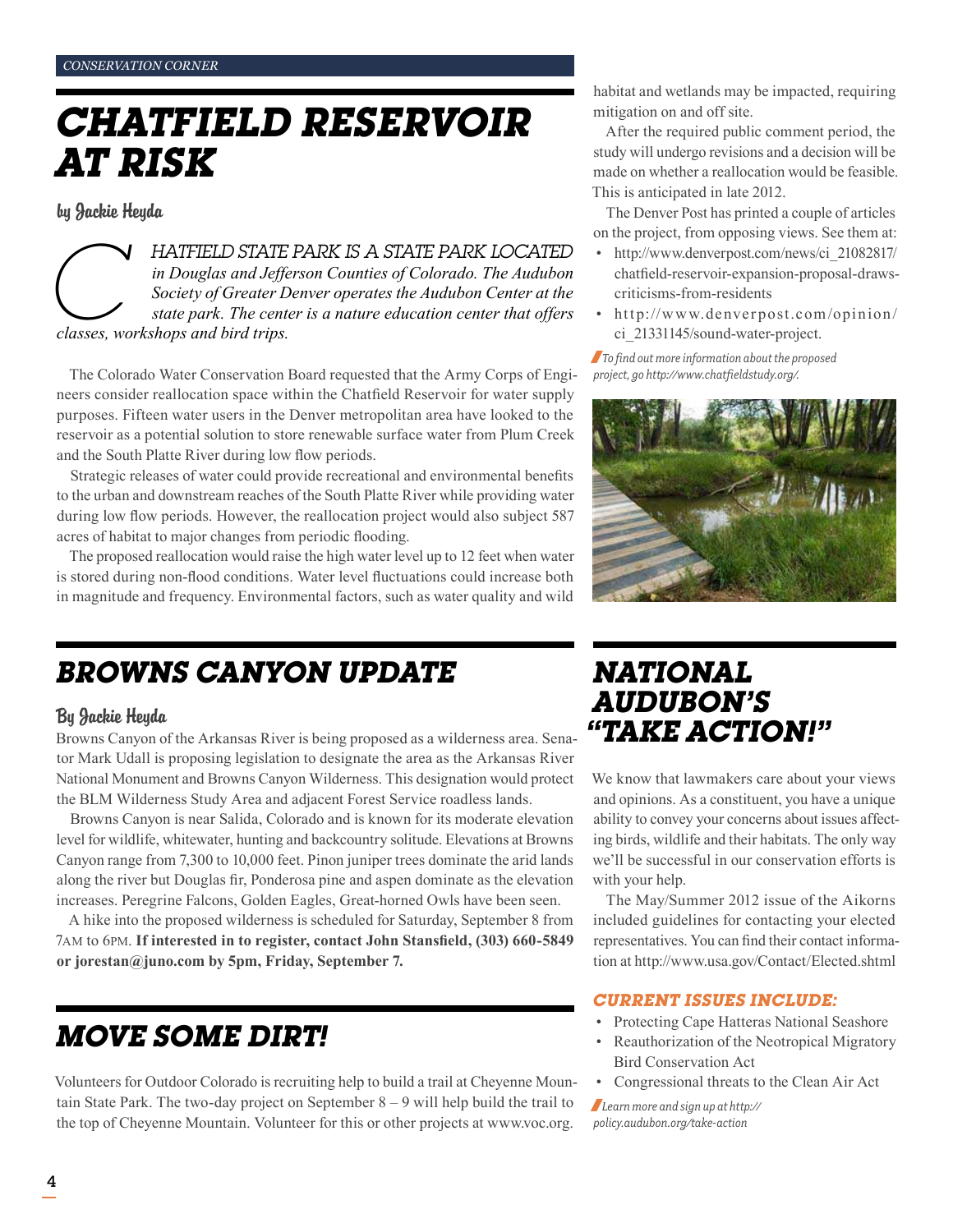CONSERVATION CORNER

# CHATFIELD RESERVOIR AT RISK

by Jackie Heyda

*CHATFIELD STATE PARK IS A STATE PARK LOCATED in Douglas and Jefferson Counties of Colorado. The Audubon Society of Greater Denver operates the Audubon Center at the state park. The center is a nature education center that offers classes, workshops and bird trips.*

The Colorado Water Conservation Board requested that the Army Corps of Engineers consider reallocation space within the Chatfield Reservoir for water supply purposes. Fifteen water users in the Denver metropolitan area have looked to the reservoir as a potential solution to store renewable surface water from Plum Creek and the South Platte River during low flow periods.

Strategic releases of water could provide recreational and environmental benefits to the urban and downstream reaches of the South Platte River while providing water during low flow periods. However, the reallocation project would also subject 587 acres of habitat to major changes from periodic flooding.

The proposed reallocation would raise the high water level up to 12 feet when water is stored during non-flood conditions. Water level fluctuations could increase both in magnitude and frequency. Environmental factors, such as water quality and wild habitat and wetlands may be impacted, requiring mitigation on and off site.

After the required public comment period, the study will undergo revisions and a decision will be made on whether a reallocation would be feasible. This is anticipated in late 2012.

The Denver Post has printed a couple of articles on the project, from opposing views. See them at:

- http://www.denverpost.com/news/ci_21082817/chatfield-reservoir-expansion-proposal-draws-criticisms-from-residents
- http://www.denverpost.com/opinion/ci_21331145/sound-water-project.

*To find out more information about the proposed project, go http://www.chatfieldstudy.org/.*

# BROWNS CANYON UPDATE

By Jackie Heyda

Browns Canyon of the Arkansas River is being proposed as a wilderness area. Senator Mark Udall is proposing legislation to designate the area as the Arkansas River National Monument and Browns Canyon Wilderness. This designation would protect the BLM Wilderness Study Area and adjacent Forest Service roadless lands.

Browns Canyon is near Salida, Colorado and is known for its moderate elevation level for wildlife, whitewater, hunting and backcountry solitude. Elevations at Browns Canyon range from 7,300 to 10,000 feet. Pinon juniper trees dominate the arid lands along the river but Douglas fir, Ponderosa pine and aspen dominate as the elevation increases. Peregrine Falcons, Golden Eagles, Great-horned Owls have been seen.

A hike into the proposed wilderness is scheduled for Saturday, September 8 from 7AM to 6PM. **If interested in to register, contact John Stansfield, (303) 660-5849 or jorestan@juno.com by 5pm, Friday, September 7.**

# MOVE SOME DIRT!

Volunteers for Outdoor Colorado is recruiting help to build a trail at Cheyenne Mountain State Park. The two-day project on September 8 – 9 will help build the trail to the top of Cheyenne Mountain. Volunteer for this or other projects at www.voc.org.

# NATIONAL AUDUBON'S "TAKE ACTION!"

We know that lawmakers care about your views and opinions. As a constituent, you have a unique ability to convey your concerns about issues affecting birds, wildlife and their habitats. The only way we'll be successful in our conservation efforts is with your help.

The May/Summer 2012 issue of the Aikorns included guidelines for contacting your elected representatives. You can find their contact information at http://www.usa.gov/Contact/Elected.shtml

### CURRENT ISSUES INCLUDE:

- Protecting Cape Hatteras National Seashore
- Reauthorization of the Neotropical Migratory Bird Conservation Act
- Congressional threats to the Clean Air Act

*Learn more and sign up at http://policy.audubon.org/take-action*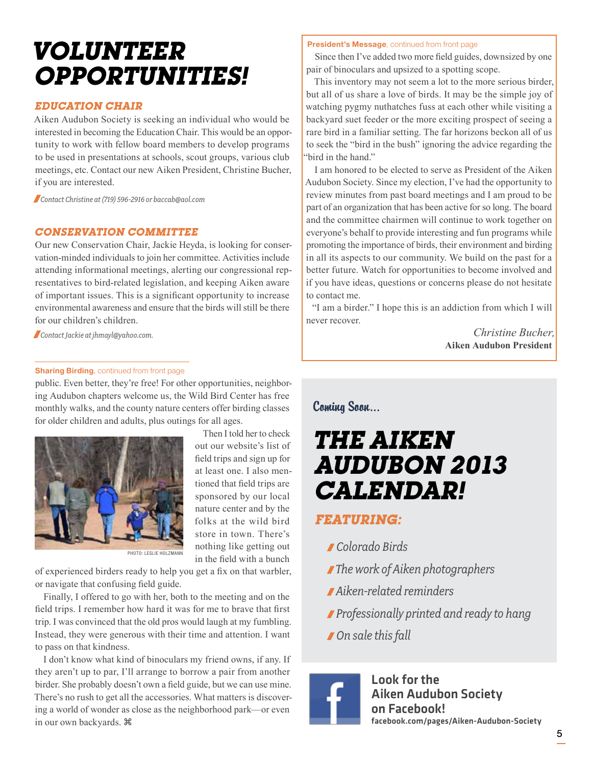# VOLUNTEER OPPORTUNITIES!

## EDUCATION CHAIR

Aiken Audubon Society is seeking an individual who would be interested in becoming the Education Chair. This would be an opportunity to work with fellow board members to develop programs to be used in presentations at schools, scout groups, various club meetings, etc. Contact our new Aiken President, Christine Bucher, if you are interested.

*Contact Christine at (719) 596-2916 or baccab@aol.com*

## CONSERVATION COMMITTEE

Our new Conservation Chair, Jackie Heyda, is looking for conservation-minded individuals to join her committee. Activities include attending informational meetings, alerting our congressional representatives to bird-related legislation, and keeping Aiken aware of important issues. This is a significant opportunity to increase environmental awareness and ensure that the birds will still be there for our children's children.

*Contact Jackie at jhmayl@yahoo.com.*

**Sharing Birding**, continued from front page

public. Even better, they're free! For other opportunities, neighboring Audubon chapters welcome us, the Wild Bird Center has free monthly walks, and the county nature centers offer birding classes for older children and adults, plus outings for all ages.

PHOTO: LESLIE HOLZMANN

Then I told her to check out our website's list of field trips and sign up for at least one. I also mentioned that field trips are sponsored by our local nature center and by the folks at the wild bird store in town. There's nothing like getting out in the field with a bunch of experienced birders ready to help you get a fix on that warbler, or navigate that confusing field guide.

Finally, I offered to go with her, both to the meeting and on the field trips. I remember how hard it was for me to brave that first trip. I was convinced that the old pros would laugh at my fumbling. Instead, they were generous with their time and attention. I want to pass on that kindness.

I don't know what kind of binoculars my friend owns, if any. If they aren't up to par, I'll arrange to borrow a pair from another birder. She probably doesn't own a field guide, but we can use mine. There's no rush to get all the accessories. What matters is discovering a world of wonder as close as the neighborhood park—or even in our own backyards. ⌘

**President's Message**, continued from front page

Since then I've added two more field guides, downsized by one pair of binoculars and upsized to a spotting scope.

This inventory may not seem a lot to the more serious birder, but all of us share a love of birds. It may be the simple joy of watching pygmy nuthatches fuss at each other while visiting a backyard suet feeder or the more exciting prospect of seeing a rare bird in a familiar setting. The far horizons beckon all of us to seek the "bird in the bush" ignoring the advice regarding the "bird in the hand."

I am honored to be elected to serve as President of the Aiken Audubon Society. Since my election, I've had the opportunity to review minutes from past board meetings and I am proud to be part of an organization that has been active for so long. The board and the committee chairmen will continue to work together on everyone's behalf to provide interesting and fun programs while promoting the importance of birds, their environment and birding in all its aspects to our community. We build on the past for a better future. Watch for opportunities to become involved and if you have ideas, questions or concerns please do not hesitate to contact me.

"I am a birder." I hope this is an addiction from which I will never recover.

*Christine Bucher,*
**Aiken Audubon President**

Coming Soon...

# THE AIKEN AUDUBON 2013 CALENDAR!

## FEATURING:

- *Colorado Birds*
- *The work of Aiken photographers*
- *Aiken-related reminders*
- *Professionally printed and ready to hang*
- *On sale this fall*

**Look for the Aiken Audubon Society on Facebook!**
facebook.com/pages/Aiken-Audubon-Society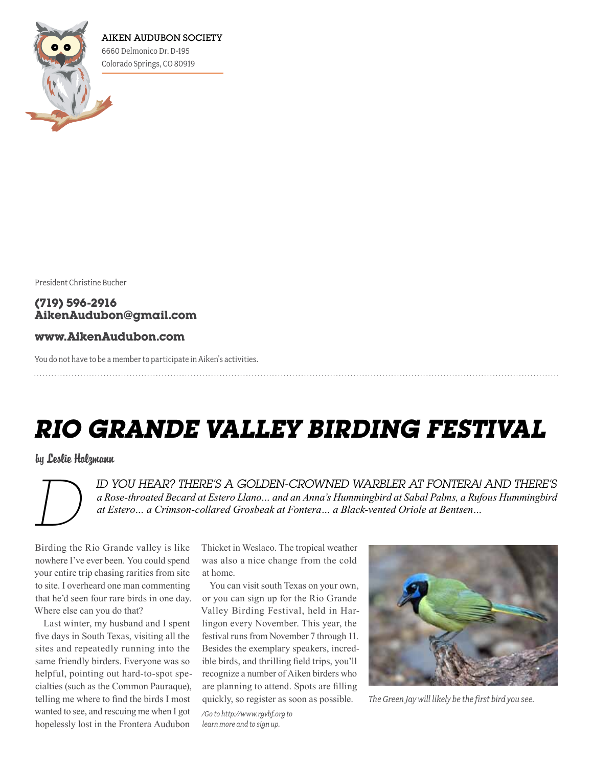AIKEN AUDUBON SOCIETY
6660 Delmonico Dr. D-195
Colorado Springs, CO 80919

President Christine Bucher

**(719) 596-2916**
**AikenAudubon@gmail.com**

**www.AikenAudubon.com**

You do not have to be a member to participate in Aiken's activities.

# *RIO GRANDE VALLEY BIRDING FESTIVAL*

by Leslie Holzmann

*DID YOU HEAR? THERE'S A GOLDEN-CROWNED WARBLER AT FONTERA! AND THERE'S a Rose-throated Becard at Estero Llano... and an Anna's Hummingbird at Sabal Palms, a Rufous Hummingbird at Estero... a Crimson-collared Grosbeak at Fontera... a Black-vented Oriole at Bentsen...*

Birding the Rio Grande valley is like nowhere I've ever been. You could spend your entire trip chasing rarities from site to site. I overheard one man commenting that he'd seen four rare birds in one day. Where else can you do that?

Last winter, my husband and I spent five days in South Texas, visiting all the sites and repeatedly running into the same friendly birders. Everyone was so helpful, pointing out hard-to-spot specialties (such as the Common Pauraque), telling me where to find the birds I most wanted to see, and rescuing me when I got hopelessly lost in the Frontera Audubon Thicket in Weslaco. The tropical weather was also a nice change from the cold at home.

You can visit south Texas on your own, or you can sign up for the Rio Grande Valley Birding Festival, held in Harlingon every November. This year, the festival runs from November 7 through 11. Besides the exemplary speakers, incredible birds, and thrilling field trips, you'll recognize a number of Aiken birders who are planning to attend. Spots are filling quickly, so register as soon as possible.

*/Go to http://www.rgvbf.org to learn more and to sign up.*

*The Green Jay will likely be the first bird you see.*